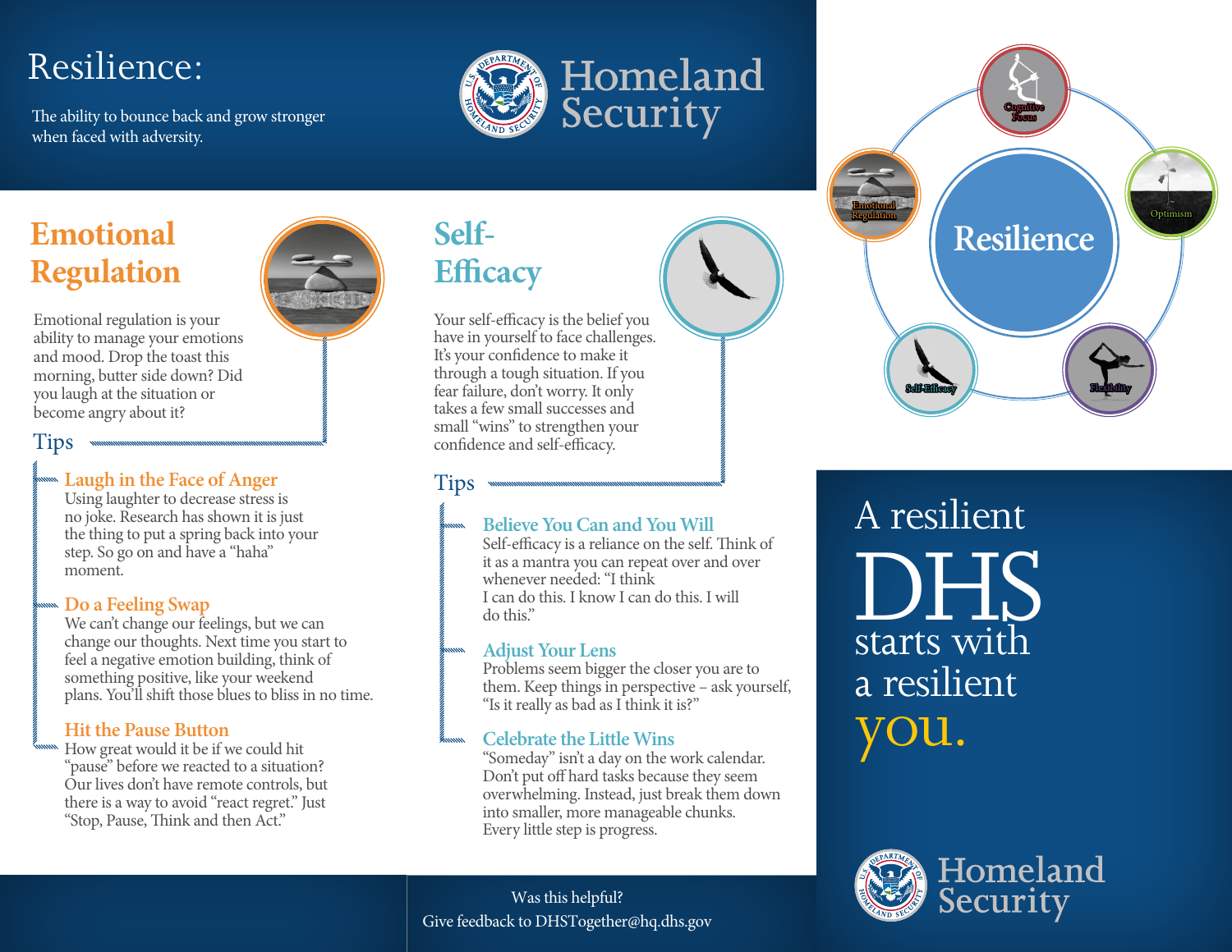# Resilience:

The ability to bounce back and grow stronger when faced with adversity.

Homeland Security

## Emotional Regulation

Emotional regulation is your ability to manage your emotions and mood. Drop the toast this morning, butter side down? Did you laugh at the situation or become angry about it?

### Tips

**Laugh in the Face of Anger**
Using laughter to decrease stress is no joke. Research has shown it is just the thing to put a spring back into your step. So go on and have a "haha" moment.

**Do a Feeling Swap**
We can't change our feelings, but we can change our thoughts. Next time you start to feel a negative emotion building, think of something positive, like your weekend plans. You'll shift those blues to bliss in no time.

**Hit the Pause Button**
How great would it be if we could hit "pause" before we reacted to a situation? Our lives don't have remote controls, but there is a way to avoid "react regret." Just "Stop, Pause, Think and then Act."

## Self-Efficacy

Your self-efficacy is the belief you have in yourself to face challenges. It's your confidence to make it through a tough situation. If you fear failure, don't worry. It only takes a few small successes and small "wins" to strengthen your confidence and self-efficacy.

### Tips

**Believe You Can and You Will**
Self-efficacy is a reliance on the self. Think of it as a mantra you can repeat over and over whenever needed: "I think I can do this. I know I can do this. I will do this."

**Adjust Your Lens**
Problems seem bigger the closer you are to them. Keep things in perspective – ask yourself, "Is it really as bad as I think it is?"

**Celebrate the Little Wins**
"Someday" isn't a day on the work calendar. Don't put off hard tasks because they seem overwhelming. Instead, just break them down into smaller, more manageable chunks. Every little step is progress.

Was this helpful?
Give feedback to DHSTogether@hq.dhs.gov

Resilience
Cognitive Focus
Optimism
Flexibility
Self-Efficacy
Emotional Regulation

A resilient DHS starts with a resilient you.

Homeland Security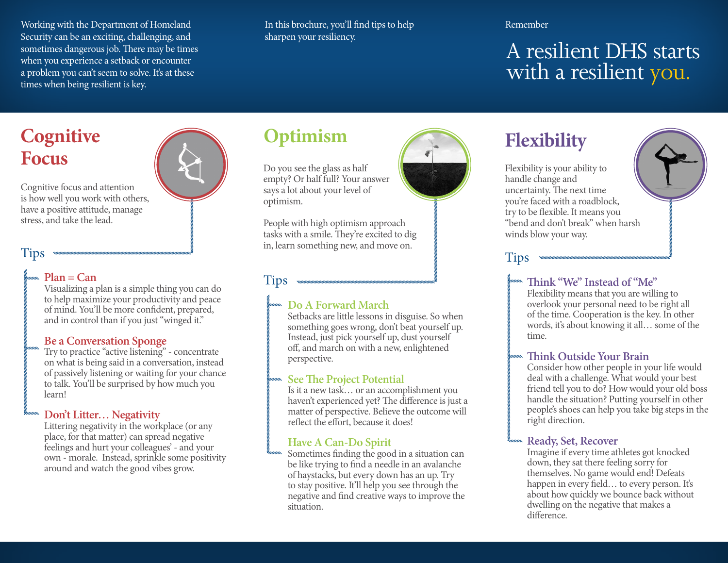Working with the Department of Homeland Security can be an exciting, challenging, and sometimes dangerous job. There may be times when you experience a setback or encounter a problem you can't seem to solve. It's at these times when being resilient is key.

In this brochure, you'll find tips to help sharpen your resiliency.

Remember

# A resilient DHS starts with a resilient you.

## Cognitive Focus

Cognitive focus and attention is how well you work with others, have a positive attitude, manage stress, and take the lead.

### Tips

**Plan = Can**
Visualizing a plan is a simple thing you can do to help maximize your productivity and peace of mind. You'll be more confident, prepared, and in control than if you just "winged it."

**Be a Conversation Sponge**
Try to practice "active listening" - concentrate on what is being said in a conversation, instead of passively listening or waiting for your chance to talk. You'll be surprised by how much you learn!

**Don't Litter… Negativity**
Littering negativity in the workplace (or any place, for that matter) can spread negative feelings and hurt your colleagues' - and your own - morale. Instead, sprinkle some positivity around and watch the good vibes grow.

## Optimism

Do you see the glass as half empty? Or half full? Your answer says a lot about your level of optimism.

People with high optimism approach tasks with a smile. They're excited to dig in, learn something new, and move on.

### Tips

**Do A Forward March**
Setbacks are little lessons in disguise. So when something goes wrong, don't beat yourself up. Instead, just pick yourself up, dust yourself off, and march on with a new, enlightened perspective.

**See The Project Potential**
Is it a new task… or an accomplishment you haven't experienced yet? The difference is just a matter of perspective. Believe the outcome will reflect the effort, because it does!

**Have A Can-Do Spirit**
Sometimes finding the good in a situation can be like trying to find a needle in an avalanche of haystacks, but every down has an up. Try to stay positive. It'll help you see through the negative and find creative ways to improve the situation.

## Flexibility

Flexibility is your ability to handle change and uncertainty. The next time you're faced with a roadblock, try to be flexible. It means you "bend and don't break" when harsh winds blow your way.

### Tips

**Think "We" Instead of "Me"**
Flexibility means that you are willing to overlook your personal need to be right all of the time. Cooperation is the key. In other words, it's about knowing it all… some of the time.

**Think Outside Your Brain**
Consider how other people in your life would deal with a challenge. What would your best friend tell you to do? How would your old boss handle the situation? Putting yourself in other people's shoes can help you take big steps in the right direction.

**Ready, Set, Recover**
Imagine if every time athletes got knocked down, they sat there feeling sorry for themselves. No game would end! Defeats happen in every field… to every person. It's about how quickly we bounce back without dwelling on the negative that makes a difference.